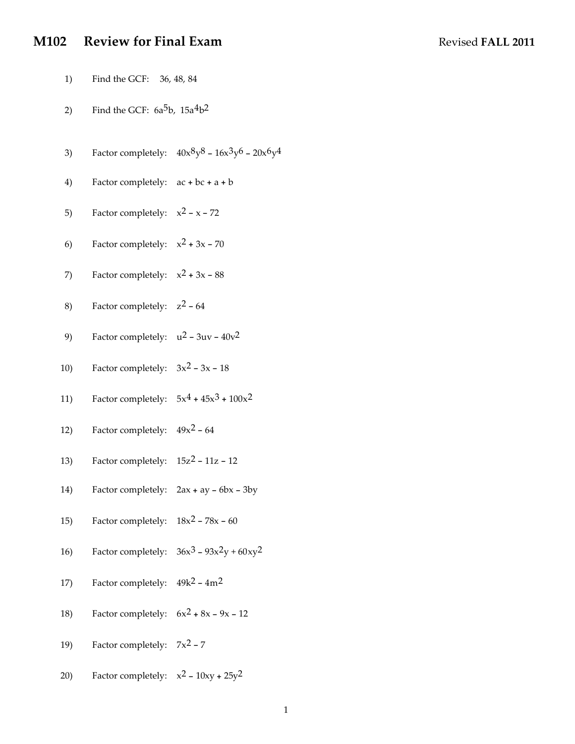# M102 Review for Final Exam

Revised **FALL 2011**

1) Find the GCF: 36, 48, 84

2) Find the GCF: $6a^5b$, $15a^4b^2$

3) Factor completely: $40x^8y^8 - 16x^3y^6 - 20x^6y^4$

4) Factor completely: $ac + bc + a + b$

5) Factor completely: $x^2 - x - 72$

6) Factor completely: $x^2 + 3x - 70$

7) Factor completely: $x^2 + 3x - 88$

8) Factor completely: $z^2 - 64$

9) Factor completely: $u^2 - 3uv - 40v^2$

10) Factor completely: $3x^2 - 3x - 18$

11) Factor completely: $5x^4 + 45x^3 + 100x^2$

12) Factor completely: $49x^2 - 64$

13) Factor completely: $15z^2 - 11z - 12$

14) Factor completely: $2ax + ay - 6bx - 3by$

15) Factor completely: $18x^2 - 78x - 60$

16) Factor completely: $36x^3 - 93x^2y + 60xy^2$

17) Factor completely: $49k^2 - 4m^2$

18) Factor completely: $6x^2 + 8x - 9x - 12$

19) Factor completely: $7x^2 - 7$

20) Factor completely: $x^2 - 10xy + 25y^2$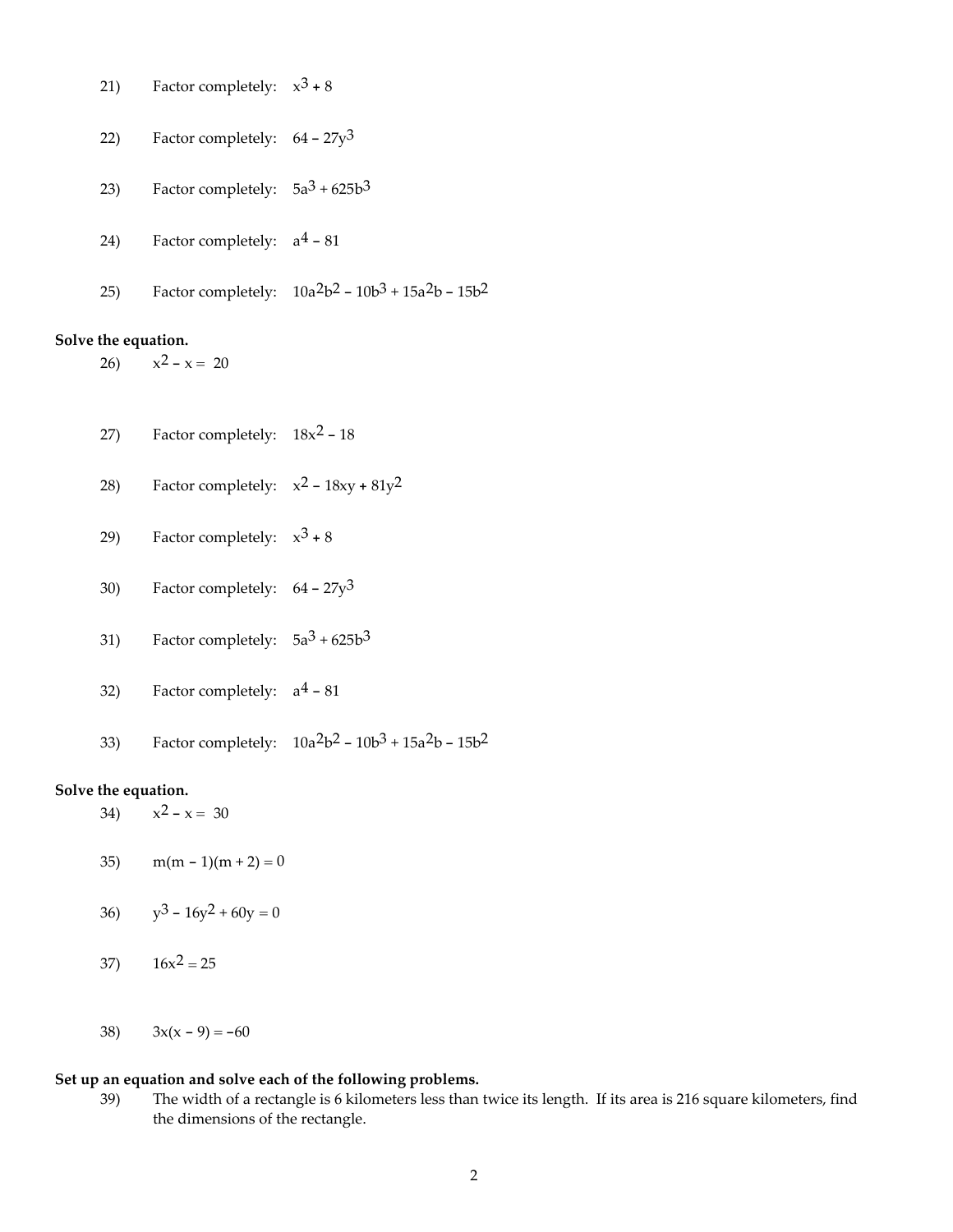21) Factor completely: $x^3 + 8$

22) Factor completely: $64 - 27y^3$

23) Factor completely: $5a^3 + 625b^3$

24) Factor completely: $a^4 - 81$

25) Factor completely: $10a^2b^2 - 10b^3 + 15a^2b - 15b^2$

**Solve the equation.**

26) $x^2 - x = 20$

27) Factor completely: $18x^2 - 18$

28) Factor completely: $x^2 - 18xy + 81y^2$

29) Factor completely: $x^3 + 8$

30) Factor completely: $64 - 27y^3$

31) Factor completely: $5a^3 + 625b^3$

32) Factor completely: $a^4 - 81$

33) Factor completely: $10a^2b^2 - 10b^3 + 15a^2b - 15b^2$

**Solve the equation.**

34) $x^2 - x = 30$

35) $m(m - 1)(m + 2) = 0$

36) $y^3 - 16y^2 + 60y = 0$

37) $16x^2 = 25$

38) $3x(x - 9) = -60$

**Set up an equation and solve each of the following problems.**

39) The width of a rectangle is 6 kilometers less than twice its length. If its area is 216 square kilometers, find the dimensions of the rectangle.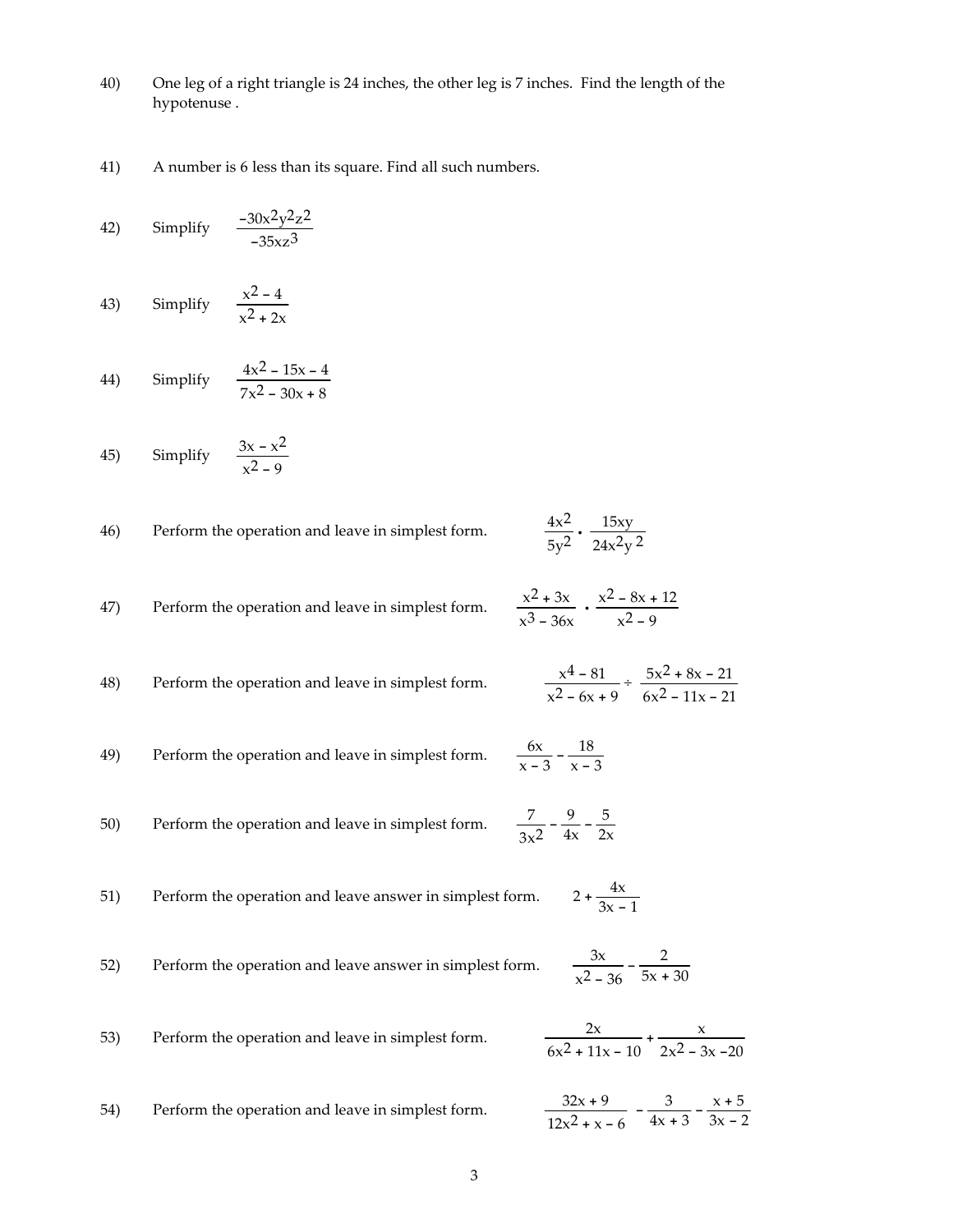40) One leg of a right triangle is 24 inches, the other leg is 7 inches. Find the length of the hypotenuse .

41) A number is 6 less than its square. Find all such numbers.

42) Simplify $\dfrac{-30x^2y^2z^2}{-35xz^3}$

43) Simplify $\dfrac{x^2 - 4}{x^2 + 2x}$

44) Simplify $\dfrac{4x^2 - 15x - 4}{7x^2 - 30x + 8}$

45) Simplify $\dfrac{3x - x^2}{x^2 - 9}$

46) Perform the operation and leave in simplest form. $\dfrac{4x^2}{5y^2} \cdot \dfrac{15xy}{24x^2y^2}$

47) Perform the operation and leave in simplest form. $\dfrac{x^2 + 3x}{x^3 - 36x} \cdot \dfrac{x^2 - 8x + 12}{x^2 - 9}$

48) Perform the operation and leave in simplest form. $\dfrac{x^4 - 81}{x^2 - 6x + 9} \div \dfrac{5x^2 + 8x - 21}{6x^2 - 11x - 21}$

49) Perform the operation and leave in simplest form. $\dfrac{6x}{x - 3} - \dfrac{18}{x - 3}$

50) Perform the operation and leave in simplest form. $\dfrac{7}{3x^2} - \dfrac{9}{4x} - \dfrac{5}{2x}$

51) Perform the operation and leave answer in simplest form. $2 + \dfrac{4x}{3x - 1}$

52) Perform the operation and leave answer in simplest form. $\dfrac{3x}{x^2 - 36} - \dfrac{2}{5x + 30}$

53) Perform the operation and leave in simplest form. $\dfrac{2x}{6x^2 + 11x - 10} + \dfrac{x}{2x^2 - 3x - 20}$

54) Perform the operation and leave in simplest form. $\dfrac{32x + 9}{12x^2 + x - 6} - \dfrac{3}{4x + 3} - \dfrac{x + 5}{3x - 2}$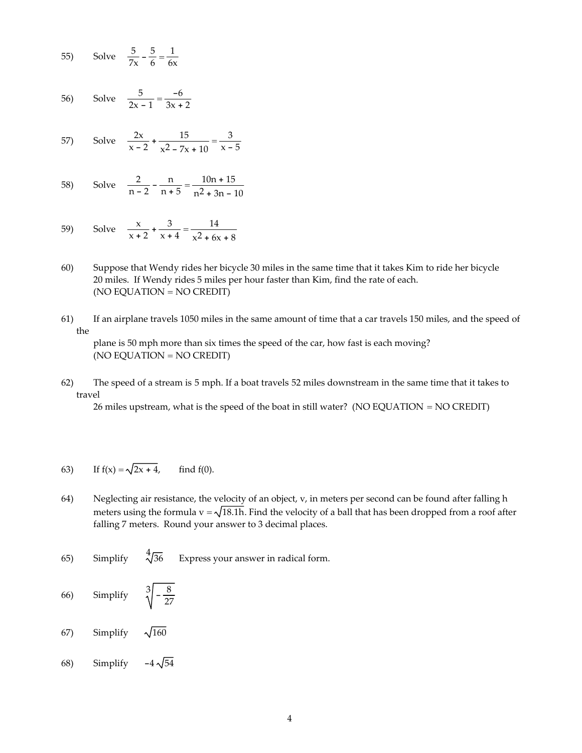55) Solve $\frac{5}{7x} - \frac{5}{6} = \frac{1}{6x}$

56) Solve $\frac{5}{2x - 1} = \frac{-6}{3x + 2}$

57) Solve $\frac{2x}{x - 2} + \frac{15}{x^2 - 7x + 10} = \frac{3}{x - 5}$

58) Solve $\frac{2}{n - 2} - \frac{n}{n + 5} = \frac{10n + 15}{n^2 + 3n - 10}$

59) Solve $\frac{x}{x + 2} + \frac{3}{x + 4} = \frac{14}{x^2 + 6x + 8}$

60) Suppose that Wendy rides her bicycle 30 miles in the same time that it takes Kim to ride her bicycle 20 miles. If Wendy rides 5 miles per hour faster than Kim, find the rate of each.
(NO EQUATION = NO CREDIT)

61) If an airplane travels 1050 miles in the same amount of time that a car travels 150 miles, and the speed of the plane is 50 mph more than six times the speed of the car, how fast is each moving?
(NO EQUATION = NO CREDIT)

62) The speed of a stream is 5 mph. If a boat travels 52 miles downstream in the same time that it takes to travel 26 miles upstream, what is the speed of the boat in still water? (NO EQUATION = NO CREDIT)

63) If $f(x) = \sqrt{2x + 4}$, find f(0).

64) Neglecting air resistance, the velocity of an object, v, in meters per second can be found after falling h meters using the formula $v = \sqrt{18.1h}$. Find the velocity of a ball that has been dropped from a roof after falling 7 meters. Round your answer to 3 decimal places.

65) Simplify $\sqrt[4]{36}$ Express your answer in radical form.

66) Simplify $\sqrt[3]{-\frac{8}{27}}$

67) Simplify $\sqrt{160}$

68) Simplify $-4\sqrt{54}$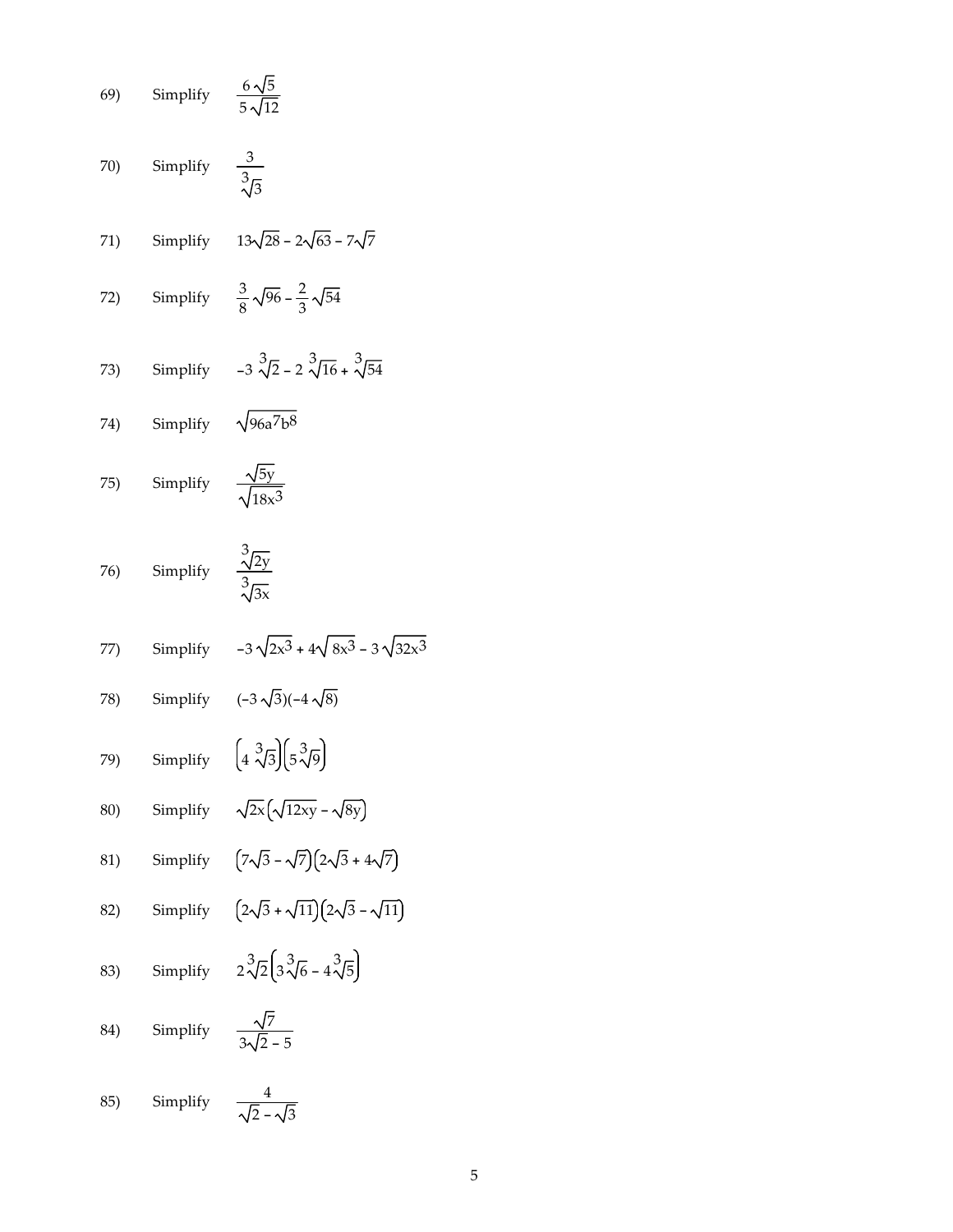69) Simplify $\dfrac{6\sqrt{5}}{5\sqrt{12}}$

70) Simplify $\dfrac{3}{\sqrt[3]{3}}$

71) Simplify $13\sqrt{28} - 2\sqrt{63} - 7\sqrt{7}$

72) Simplify $\dfrac{3}{8}\sqrt{96} - \dfrac{2}{3}\sqrt{54}$

73) Simplify $-3\sqrt[3]{2} - 2\sqrt[3]{16} + \sqrt[3]{54}$

74) Simplify $\sqrt{96a^7b^8}$

75) Simplify $\dfrac{\sqrt{5y}}{\sqrt{18x^3}}$

76) Simplify $\dfrac{\sqrt[3]{2y}}{\sqrt[3]{3x}}$

77) Simplify $-3\sqrt{2x^3} + 4\sqrt{8x^3} - 3\sqrt{32x^3}$

78) Simplify $(-3\sqrt{3})(-4\sqrt{8})$

79) Simplify $\left(4\sqrt[3]{3}\right)\left(5\sqrt[3]{9}\right)$

80) Simplify $\sqrt{2x}\left(\sqrt{12xy} - \sqrt{8y}\right)$

81) Simplify $\left(7\sqrt{3} - \sqrt{7}\right)\left(2\sqrt{3} + 4\sqrt{7}\right)$

82) Simplify $\left(2\sqrt{3} + \sqrt{11}\right)\left(2\sqrt{3} - \sqrt{11}\right)$

83) Simplify $2\sqrt[3]{2}\left(3\sqrt[3]{6} - 4\sqrt[3]{5}\right)$

84) Simplify $\dfrac{\sqrt{7}}{3\sqrt{2} - 5}$

85) Simplify $\dfrac{4}{\sqrt{2} - \sqrt{3}}$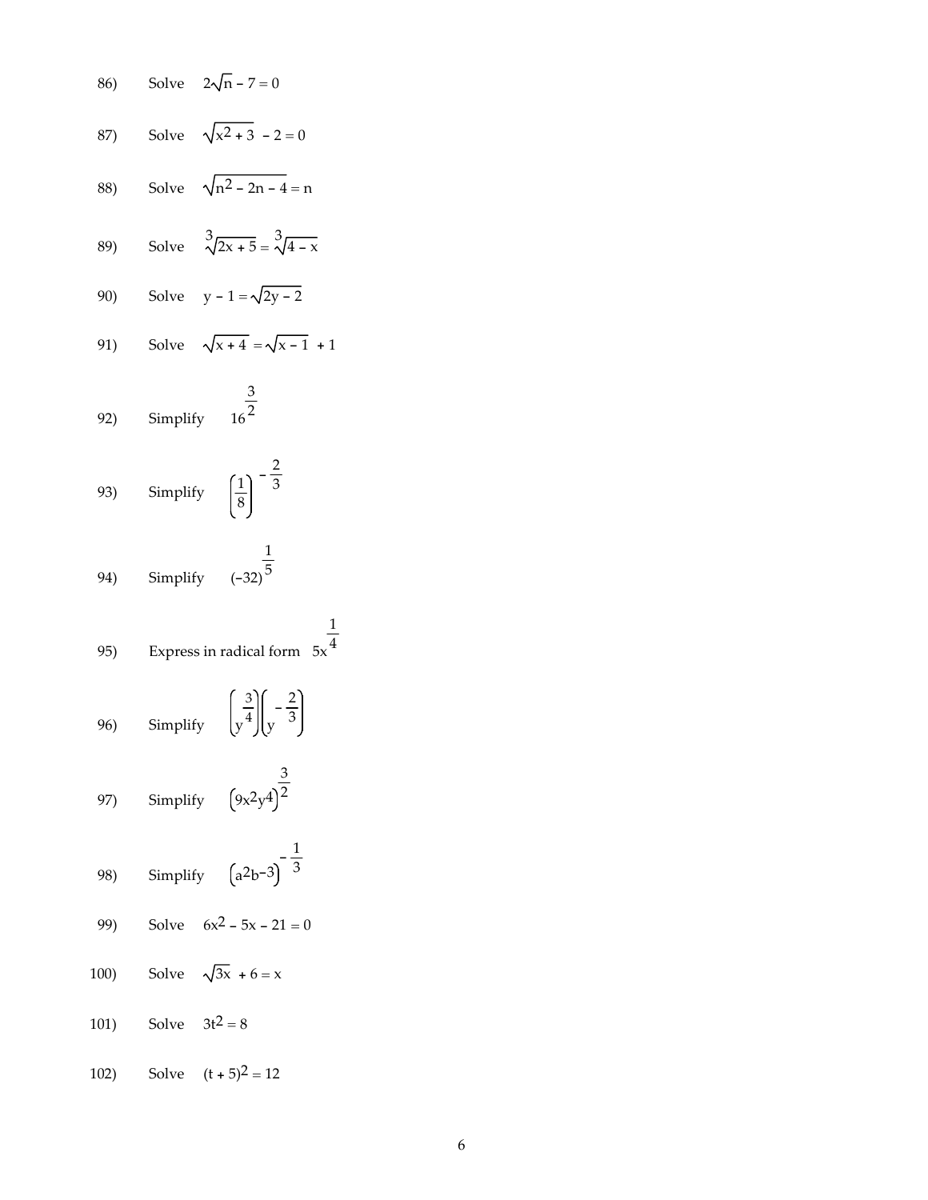86) Solve $2\sqrt{n} - 7 = 0$

87) Solve $\sqrt{x^2 + 3} - 2 = 0$

88) Solve $\sqrt{n^2 - 2n - 4} = n$

89) Solve $\sqrt[3]{2x + 5} = \sqrt[3]{4 - x}$

90) Solve $y - 1 = \sqrt{2y - 2}$

91) Solve $\sqrt{x + 4} = \sqrt{x - 1} + 1$

92) Simplify $16^{\frac{3}{2}}$

93) Simplify $\left(\frac{1}{8}\right)^{-\frac{2}{3}}$

94) Simplify $(-32)^{\frac{1}{5}}$

95) Express in radical form $5x^{\frac{1}{4}}$

96) Simplify $\left(y^{\frac{3}{4}}\right)\left(y^{-\frac{2}{3}}\right)$

97) Simplify $\left(9x^2y^4\right)^{\frac{3}{2}}$

98) Simplify $\left(a^2b^{-3}\right)^{-\frac{1}{3}}$

99) Solve $6x^2 - 5x - 21 = 0$

100) Solve $\sqrt{3x} + 6 = x$

101) Solve $3t^2 = 8$

102) Solve $(t + 5)^2 = 12$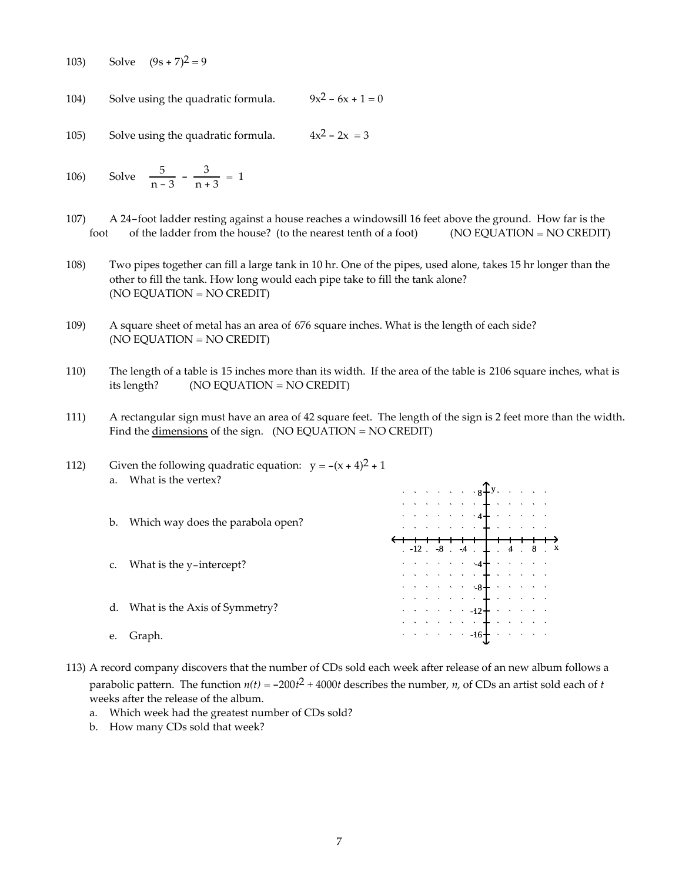103) Solve $(9s + 7)^2 = 9$

104) Solve using the quadratic formula. $9x^2 - 6x + 1 = 0$

105) Solve using the quadratic formula. $4x^2 - 2x = 3$

106) Solve $\frac{5}{n - 3} - \frac{3}{n + 3} = 1$

107) A 24-foot ladder resting against a house reaches a windowsill 16 feet above the ground. How far is the foot of the ladder from the house? (to the nearest tenth of a foot) (NO EQUATION = NO CREDIT)

108) Two pipes together can fill a large tank in 10 hr. One of the pipes, used alone, takes 15 hr longer than the other to fill the tank. How long would each pipe take to fill the tank alone? (NO EQUATION = NO CREDIT)

109) A square sheet of metal has an area of 676 square inches. What is the length of each side? (NO EQUATION = NO CREDIT)

110) The length of a table is 15 inches more than its width. If the area of the table is 2106 square inches, what is its length? (NO EQUATION = NO CREDIT)

111) A rectangular sign must have an area of 42 square feet. The length of the sign is 2 feet more than the width. Find the dimensions of the sign. (NO EQUATION = NO CREDIT)

112) Given the following quadratic equation: $y = -(x + 4)^2 + 1$

a. What is the vertex?

b. Which way does the parabola open?

c. What is the y-intercept?

d. What is the Axis of Symmetry?

e. Graph.

113) A record company discovers that the number of CDs sold each week after release of an new album follows a parabolic pattern. The function $n(t) = -200t^2 + 4000t$ describes the number, $n$, of CDs an artist sold each of $t$ weeks after the release of the album.

a. Which week had the greatest number of CDs sold?

b. How many CDs sold that week?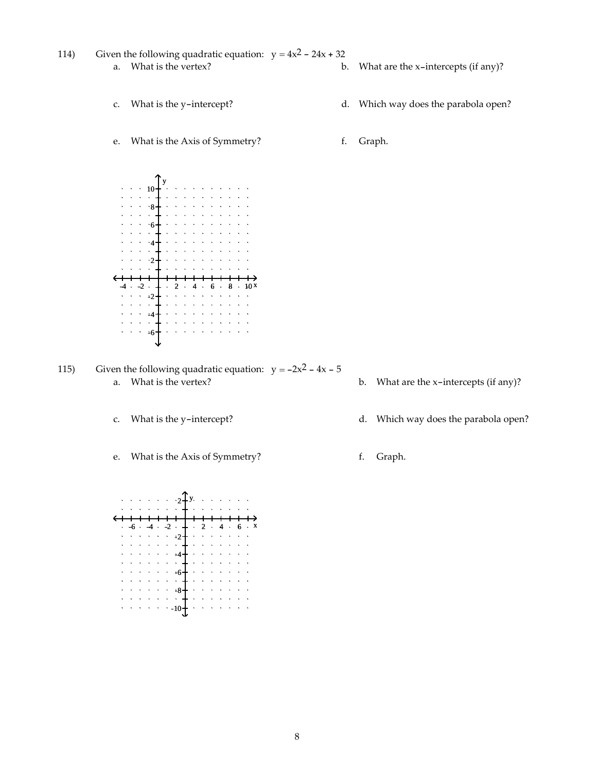114) Given the following quadratic equation: $y = 4x^2 - 24x + 32$

a. What is the vertex?

b. What are the x-intercepts (if any)?

c. What is the y-intercept?

d. Which way does the parabola open?

e. What is the Axis of Symmetry?

f. Graph.

115) Given the following quadratic equation: $y = -2x^2 - 4x - 5$

a. What is the vertex?

b. What are the x-intercepts (if any)?

c. What is the y-intercept?

d. Which way does the parabola open?

e. What is the Axis of Symmetry?

f. Graph.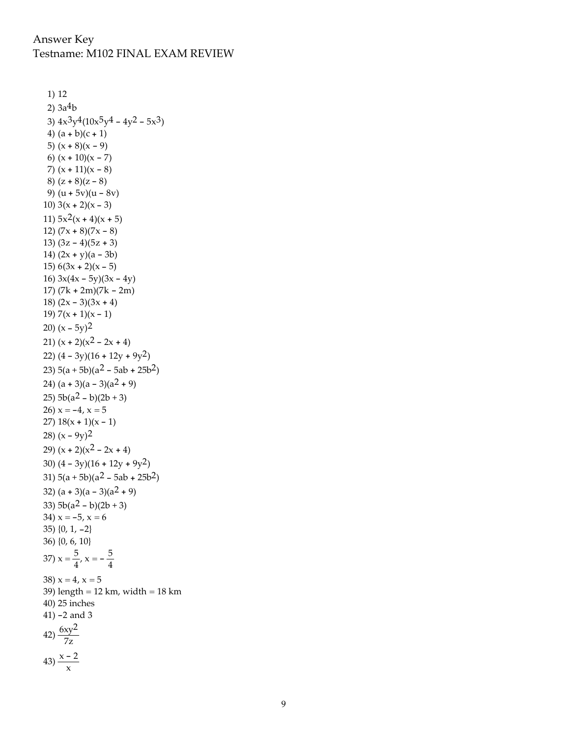Answer Key
Testname: M102 FINAL EXAM REVIEW

1) 12
2) $3a^4b$
3) $4x^3y^4(10x^5y^4 - 4y^2 - 5x^3)$
4) $(a + b)(c + 1)$
5) $(x + 8)(x - 9)$
6) $(x + 10)(x - 7)$
7) $(x + 11)(x - 8)$
8) $(z + 8)(z - 8)$
9) $(u + 5v)(u - 8v)$
10) $3(x + 2)(x - 3)$
11) $5x^2(x + 4)(x + 5)$
12) $(7x + 8)(7x - 8)$
13) $(3z - 4)(5z + 3)$
14) $(2x + y)(a - 3b)$
15) $6(3x + 2)(x - 5)$
16) $3x(4x - 5y)(3x - 4y)$
17) $(7k + 2m)(7k - 2m)$
18) $(2x - 3)(3x + 4)$
19) $7(x + 1)(x - 1)$
20) $(x - 5y)^2$
21) $(x + 2)(x^2 - 2x + 4)$
22) $(4 - 3y)(16 + 12y + 9y^2)$
23) $5(a + 5b)(a^2 - 5ab + 25b^2)$
24) $(a + 3)(a - 3)(a^2 + 9)$
25) $5b(a^2 - b)(2b + 3)$
26) $x = -4$, $x = 5$
27) $18(x + 1)(x - 1)$
28) $(x - 9y)^2$
29) $(x + 2)(x^2 - 2x + 4)$
30) $(4 - 3y)(16 + 12y + 9y^2)$
31) $5(a + 5b)(a^2 - 5ab + 25b^2)$
32) $(a + 3)(a - 3)(a^2 + 9)$
33) $5b(a^2 - b)(2b + 3)$
34) $x = -5$, $x = 6$
35) $\{0, 1, -2\}$
36) $\{0, 6, 10\}$
37) $x = \frac{5}{4}$, $x = -\frac{5}{4}$
38) $x = 4$, $x = 5$
39) length = 12 km, width = 18 km
40) 25 inches
41) $-2$ and 3
42) $\frac{6xy^2}{7z}$
43) $\frac{x - 2}{x}$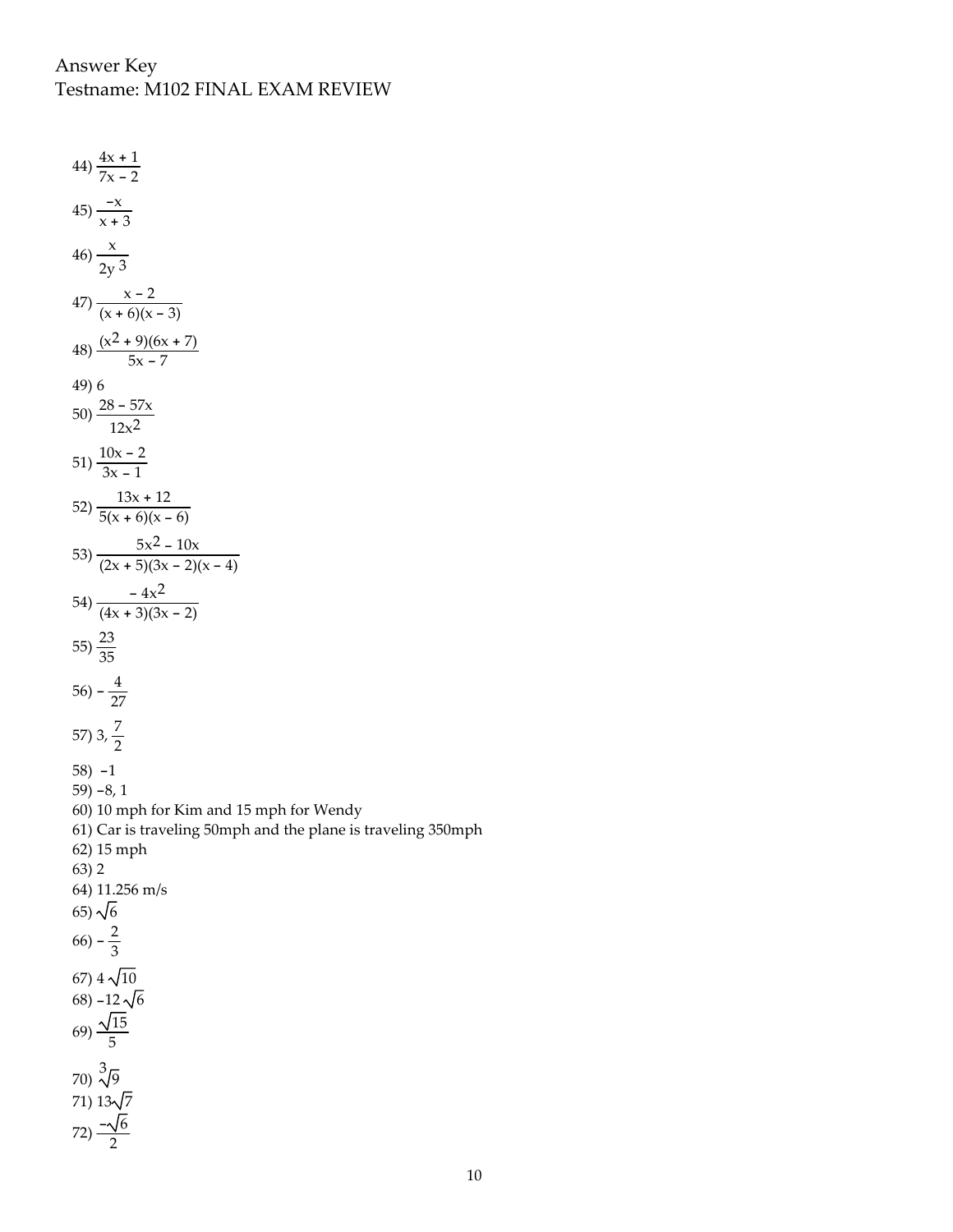Answer Key
Testname: M102 FINAL EXAM REVIEW

44) $\dfrac{4x + 1}{7x - 2}$

45) $\dfrac{-x}{x + 3}$

46) $\dfrac{x}{2y^3}$

47) $\dfrac{x - 2}{(x + 6)(x - 3)}$

48) $\dfrac{(x^2 + 9)(6x + 7)}{5x - 7}$

49) 6

50) $\dfrac{28 - 57x}{12x^2}$

51) $\dfrac{10x - 2}{3x - 1}$

52) $\dfrac{13x + 12}{5(x + 6)(x - 6)}$

53) $\dfrac{5x^2 - 10x}{(2x + 5)(3x - 2)(x - 4)}$

54) $\dfrac{-4x^2}{(4x + 3)(3x - 2)}$

55) $\dfrac{23}{35}$

56) $-\dfrac{4}{27}$

57) $3, \dfrac{7}{2}$

58) $-1$

59) $-8, 1$

60) 10 mph for Kim and 15 mph for Wendy

61) Car is traveling 50mph and the plane is traveling 350mph

62) 15 mph

63) 2

64) 11.256 m/s

65) $\sqrt{6}$

66) $-\dfrac{2}{3}$

67) $4\sqrt{10}$

68) $-12\sqrt{6}$

69) $\dfrac{\sqrt{15}}{5}$

70) $\sqrt[3]{9}$

71) $13\sqrt{7}$

72) $\dfrac{-\sqrt{6}}{2}$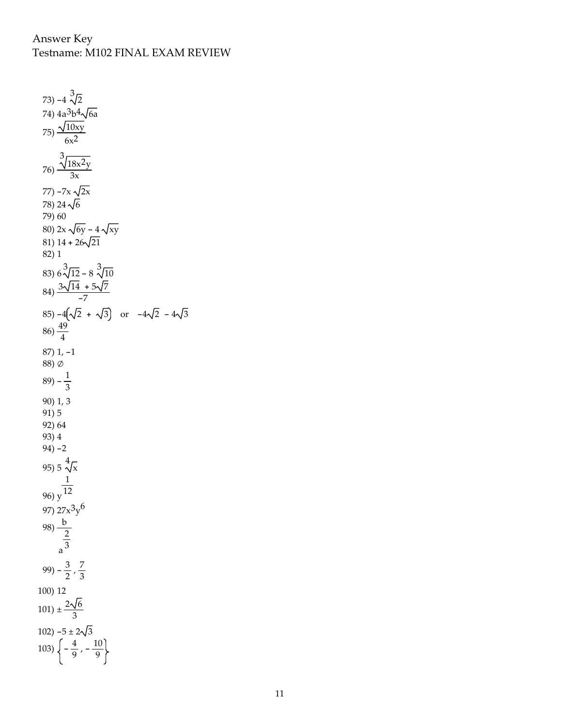Answer Key
Testname: M102 FINAL EXAM REVIEW

73) $-4\sqrt[3]{2}$

74) $4a^3b^4\sqrt{6a}$

75) $\dfrac{\sqrt{10xy}}{6x^2}$

76) $\dfrac{\sqrt[3]{18x^2y}}{3x}$

77) $-7x\sqrt{2x}$

78) $24\sqrt{6}$

79) 60

80) $2x\sqrt{6y} - 4\sqrt{xy}$

81) $14 + 26\sqrt{21}$

82) 1

83) $6\sqrt[3]{12} - 8\sqrt[3]{10}$

84) $\dfrac{3\sqrt{14} + 5\sqrt{7}}{-7}$

85) $-4(\sqrt{2} + \sqrt{3})$ or $-4\sqrt{2} - 4\sqrt{3}$

86) $\dfrac{49}{4}$

87) 1, −1

88) $\varnothing$

89) $-\dfrac{1}{3}$

90) 1, 3

91) 5

92) 64

93) 4

94) −2

95) $5\sqrt[4]{x}$

96) $y^{\frac{1}{12}}$

97) $27x^3y^6$

98) $\dfrac{b}{a^{\frac{2}{3}}}$

99) $-\dfrac{3}{2}, \dfrac{7}{3}$

100) 12

101) $\pm\dfrac{2\sqrt{6}}{3}$

102) $-5 \pm 2\sqrt{3}$

103) $\left\{-\dfrac{4}{9}, -\dfrac{10}{9}\right\}$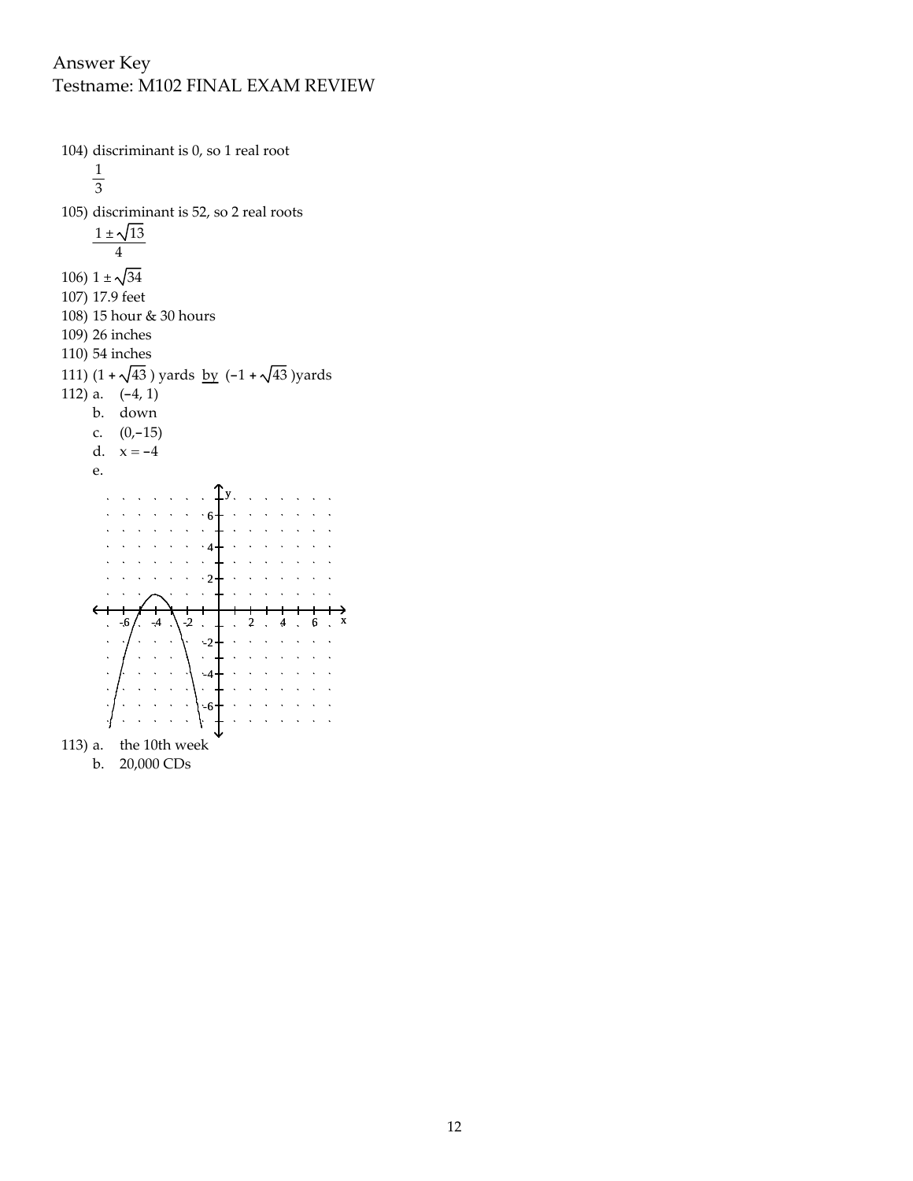Answer Key
Testname: M102 FINAL EXAM REVIEW

104) discriminant is 0, so 1 real root

$\frac{1}{3}$

105) discriminant is 52, so 2 real roots

$\frac{1 \pm \sqrt{13}}{4}$

106) $1 \pm \sqrt{34}$

107) 17.9 feet

108) 15 hour & 30 hours

109) 26 inches

110) 54 inches

111) $(1 + \sqrt{43})$ yards by $(-1 + \sqrt{43})$ yards

112) a. $(-4, 1)$

b. down

c. $(0, -15)$

d. $x = -4$

e.

113) a. the 10th week

b. 20,000 CDs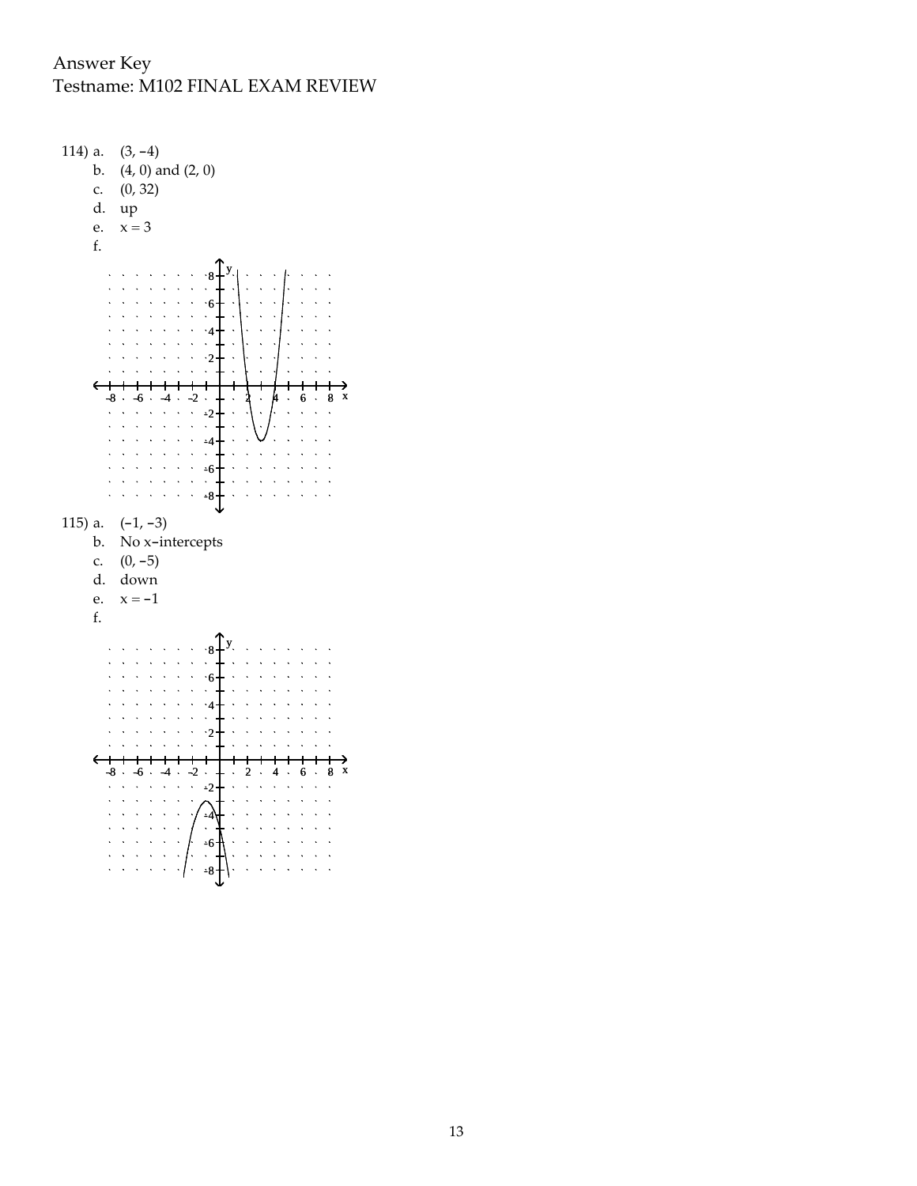Answer Key
Testname: M102 FINAL EXAM REVIEW

114) a. $(3, -4)$
b. $(4, 0)$ and $(2, 0)$
c. $(0, 32)$
d. up
e. $x = 3$
f.

y
8
6
4
2
-8 -6 -4 -2 2 4 6 8 x
-2
-4
-6
-8

115) a. $(-1, -3)$
b. No x-intercepts
c. $(0, -5)$
d. down
e. $x = -1$
f.

y
8
6
4
2
-8 -6 -4 -2 2 4 6 8 x
-2
-4
-6
-8